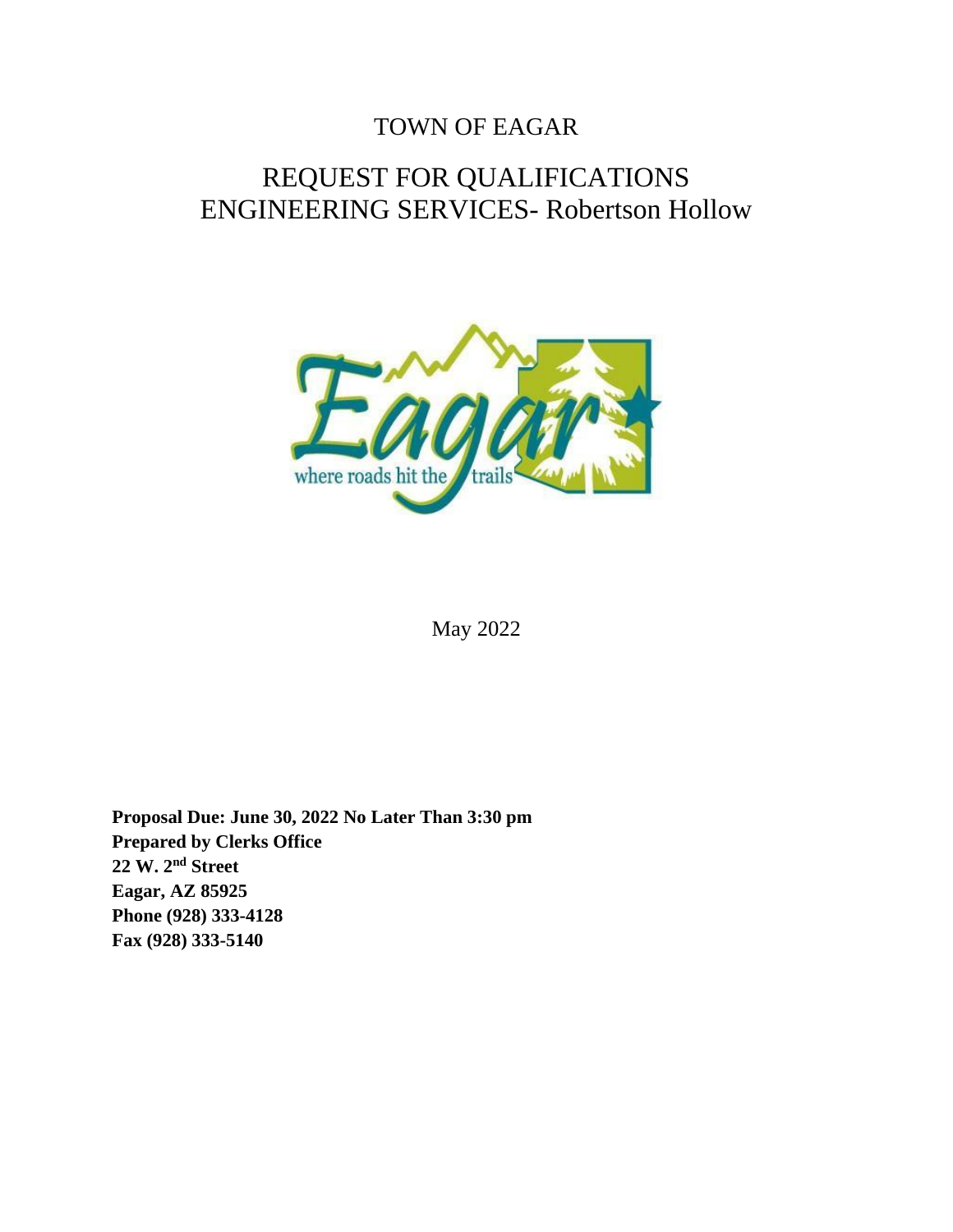# TOWN OF EAGAR

## REQUEST FOR QUALIFICATIONS
## ENGINEERING SERVICES- Robertson Hollow

May 2022

**Proposal Due: June 30, 2022 No Later Than 3:30 pm**
**Prepared by Clerks Office**
**22 W. 2nd Street**
**Eagar, AZ 85925**
**Phone (928) 333-4128**
**Fax (928) 333-5140**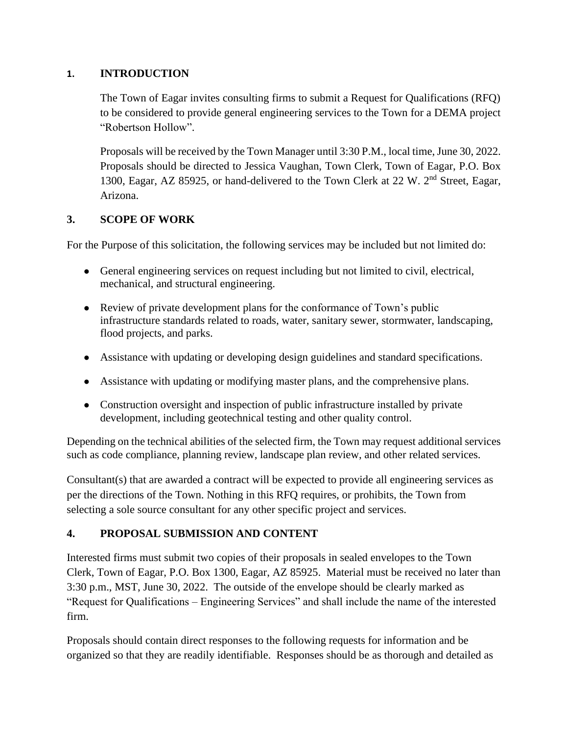## 1. INTRODUCTION

The Town of Eagar invites consulting firms to submit a Request for Qualifications (RFQ) to be considered to provide general engineering services to the Town for a DEMA project "Robertson Hollow".

Proposals will be received by the Town Manager until 3:30 P.M., local time, June 30, 2022. Proposals should be directed to Jessica Vaughan, Town Clerk, Town of Eagar, P.O. Box 1300, Eagar, AZ 85925, or hand-delivered to the Town Clerk at 22 W. 2nd Street, Eagar, Arizona.

## 3. SCOPE OF WORK

For the Purpose of this solicitation, the following services may be included but not limited do:

- General engineering services on request including but not limited to civil, electrical, mechanical, and structural engineering.
- Review of private development plans for the conformance of Town's public infrastructure standards related to roads, water, sanitary sewer, stormwater, landscaping, flood projects, and parks.
- Assistance with updating or developing design guidelines and standard specifications.
- Assistance with updating or modifying master plans, and the comprehensive plans.
- Construction oversight and inspection of public infrastructure installed by private development, including geotechnical testing and other quality control.

Depending on the technical abilities of the selected firm, the Town may request additional services such as code compliance, planning review, landscape plan review, and other related services.

Consultant(s) that are awarded a contract will be expected to provide all engineering services as per the directions of the Town. Nothing in this RFQ requires, or prohibits, the Town from selecting a sole source consultant for any other specific project and services.

## 4. PROPOSAL SUBMISSION AND CONTENT

Interested firms must submit two copies of their proposals in sealed envelopes to the Town Clerk, Town of Eagar, P.O. Box 1300, Eagar, AZ 85925. Material must be received no later than 3:30 p.m., MST, June 30, 2022. The outside of the envelope should be clearly marked as "Request for Qualifications – Engineering Services" and shall include the name of the interested firm.

Proposals should contain direct responses to the following requests for information and be organized so that they are readily identifiable. Responses should be as thorough and detailed as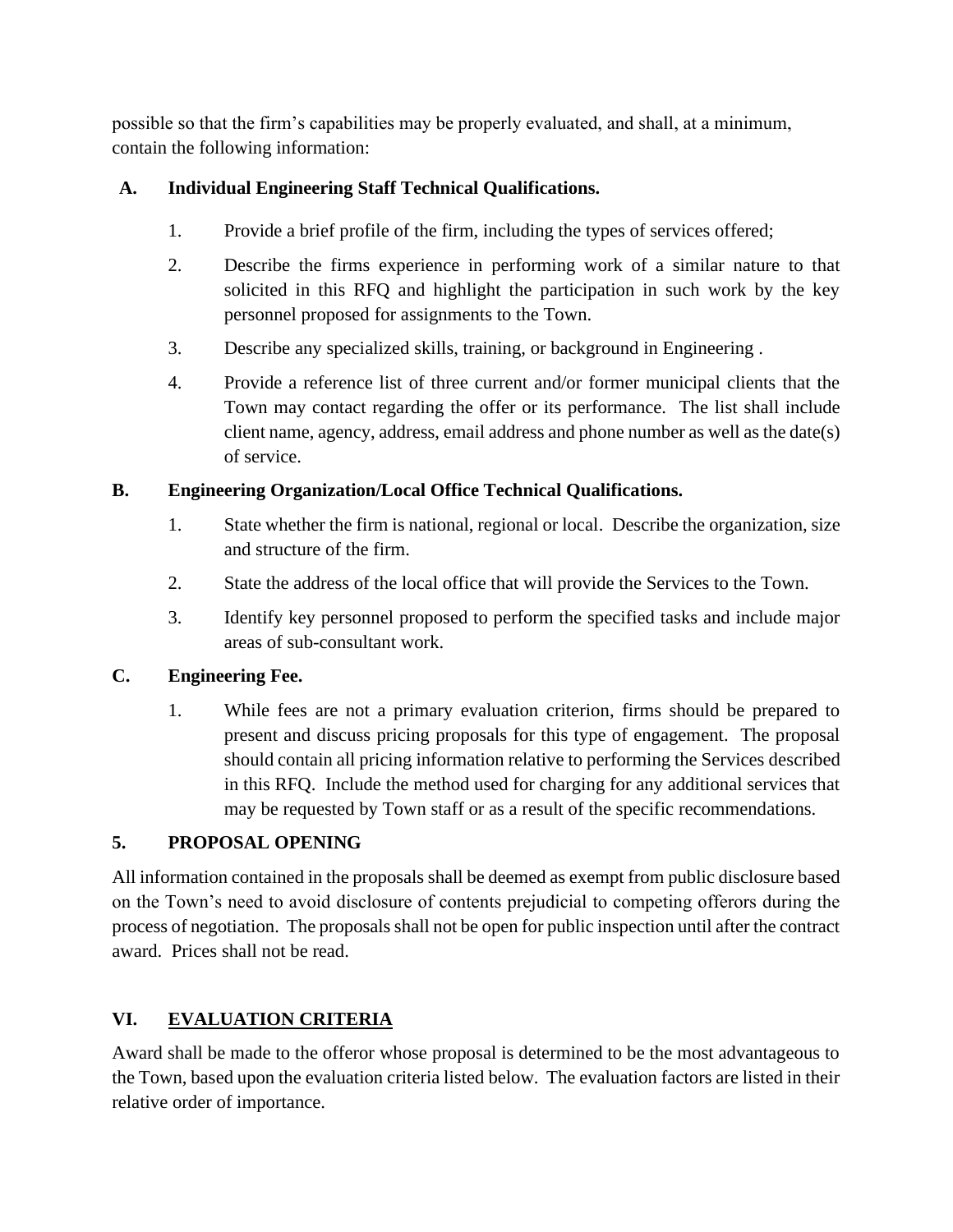possible so that the firm's capabilities may be properly evaluated, and shall, at a minimum, contain the following information:

**A. Individual Engineering Staff Technical Qualifications.**

1. Provide a brief profile of the firm, including the types of services offered;
2. Describe the firms experience in performing work of a similar nature to that solicited in this RFQ and highlight the participation in such work by the key personnel proposed for assignments to the Town.
3. Describe any specialized skills, training, or background in Engineering .
4. Provide a reference list of three current and/or former municipal clients that the Town may contact regarding the offer or its performance. The list shall include client name, agency, address, email address and phone number as well as the date(s) of service.

**B. Engineering Organization/Local Office Technical Qualifications.**

1. State whether the firm is national, regional or local. Describe the organization, size and structure of the firm.
2. State the address of the local office that will provide the Services to the Town.
3. Identify key personnel proposed to perform the specified tasks and include major areas of sub-consultant work.

**C. Engineering Fee.**

1. While fees are not a primary evaluation criterion, firms should be prepared to present and discuss pricing proposals for this type of engagement. The proposal should contain all pricing information relative to performing the Services described in this RFQ. Include the method used for charging for any additional services that may be requested by Town staff or as a result of the specific recommendations.

### 5. PROPOSAL OPENING

All information contained in the proposals shall be deemed as exempt from public disclosure based on the Town's need to avoid disclosure of contents prejudicial to competing offerors during the process of negotiation. The proposals shall not be open for public inspection until after the contract award. Prices shall not be read.

## VI. <u>EVALUATION CRITERIA</u>

Award shall be made to the offeror whose proposal is determined to be the most advantageous to the Town, based upon the evaluation criteria listed below. The evaluation factors are listed in their relative order of importance.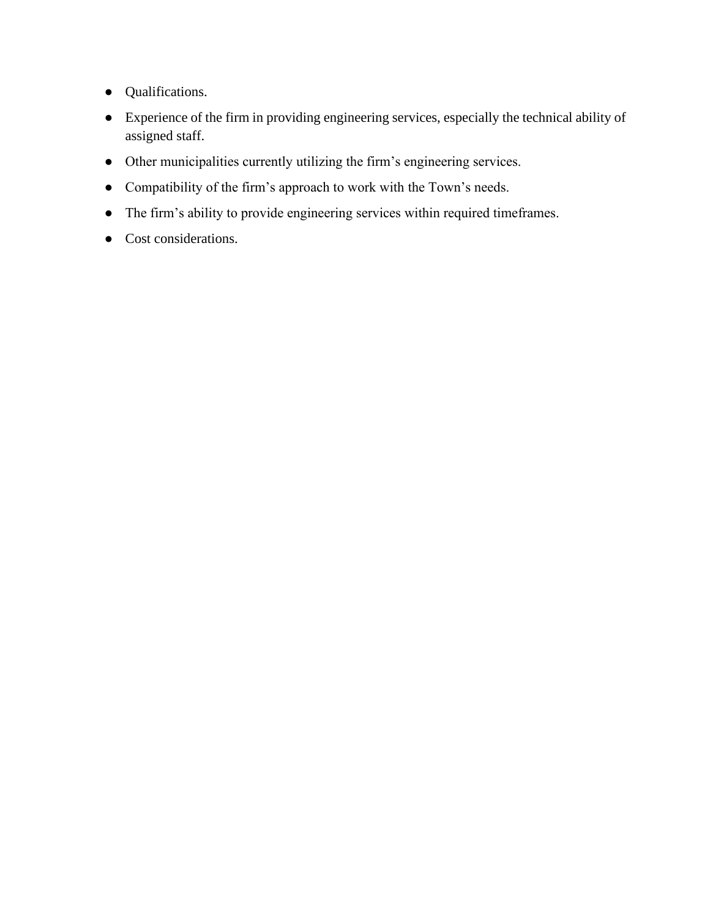- Qualifications.
- Experience of the firm in providing engineering services, especially the technical ability of assigned staff.
- Other municipalities currently utilizing the firm's engineering services.
- Compatibility of the firm's approach to work with the Town's needs.
- The firm's ability to provide engineering services within required timeframes.
- Cost considerations.